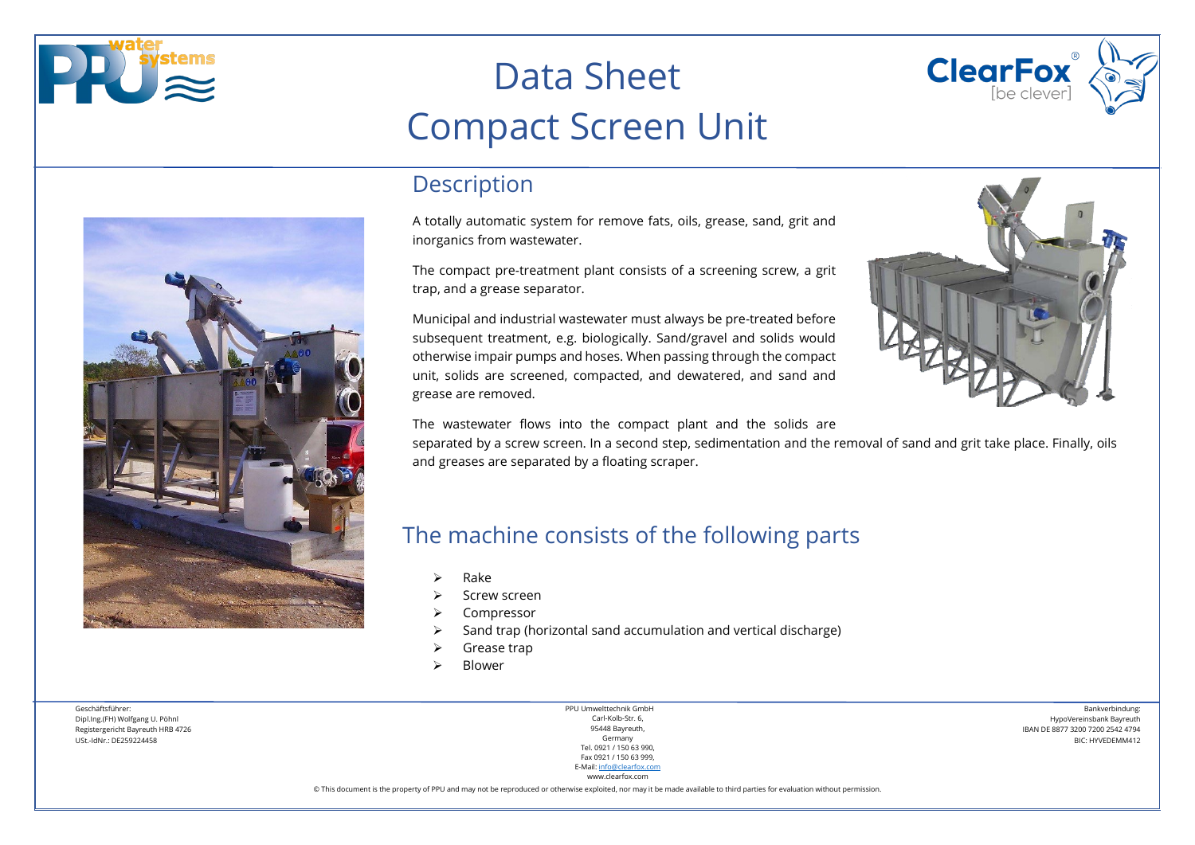# Data Sheet
# Compact Screen Unit

## Description

A totally automatic system for remove fats, oils, grease, sand, grit and inorganics from wastewater.

The compact pre-treatment plant consists of a screening screw, a grit trap, and a grease separator.

Municipal and industrial wastewater must always be pre-treated before subsequent treatment, e.g. biologically. Sand/gravel and solids would otherwise impair pumps and hoses. When passing through the compact unit, solids are screened, compacted, and dewatered, and sand and grease are removed.

The wastewater flows into the compact plant and the solids are separated by a screw screen. In a second step, sedimentation and the removal of sand and grit take place. Finally, oils and greases are separated by a floating scraper.

## The machine consists of the following parts

- Rake
- Screw screen
- Compressor
- Sand trap (horizontal sand accumulation and vertical discharge)
- Grease trap
- Blower

Geschäftsführer:
Dipl.Ing.(FH) Wolfgang U. Pöhnl
Registergericht Bayreuth HRB 4726
USt.-IdNr.: DE259224458

PPU Umwelttechnik GmbH
Carl-Kolb-Str. 6,
95448 Bayreuth,
Germany
Tel. 0921 / 150 63 990,
Fax 0921 / 150 63 999,
E-Mail: info@clearfox.com
www.clearfox.com

Bankverbindung:
HypoVereinsbank Bayreuth
IBAN DE 8877 3200 7200 2542 4794
BIC: HYVEDEMM412

© This document is the property of PPU and may not be reproduced or otherwise exploited, nor may it be made available to third parties for evaluation without permission.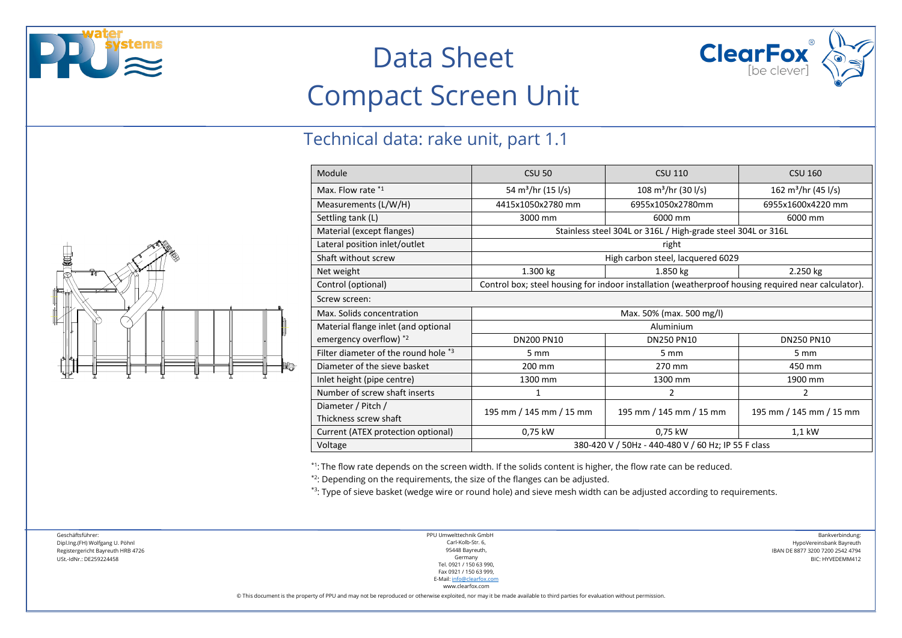# Data Sheet
# Compact Screen Unit

## Technical data: rake unit, part 1.1

| Module | CSU 50 | CSU 110 | CSU 160 |
|---|---|---|---|
| Max. Flow rate [*1] | 54 m³/hr (15 l/s) | 108 m³/hr (30 l/s) | 162 m³/hr (45 l/s) |
| Measurements (L/W/H) | 4415x1050x2780 mm | 6955x1050x2780mm | 6955x1600x4220 mm |
| Settling tank (L) | 3000 mm | 6000 mm | 6000 mm |
| Material (except flanges) | Stainless steel 304L or 316L / High-grade steel 304L or 316L | | |
| Lateral position inlet/outlet | right | | |
| Shaft without screw | High carbon steel, lacquered 6029 | | |
| Net weight | 1.300 kg | 1.850 kg | 2.250 kg |
| Control (optional) | Control box; steel housing for indoor installation (weatherproof housing required near calculator). | | |
| Screw screen: | | | |
| Max. Solids concentration | Max. 50% (max. 500 mg/l) | | |
| Material flange inlet (and optional emergency overflow) [*2] | Aluminium | | |
| | DN200 PN10 | DN250 PN10 | DN250 PN10 |
| Filter diameter of the round hole [*3] | 5 mm | 5 mm | 5 mm |
| Diameter of the sieve basket | 200 mm | 270 mm | 450 mm |
| Inlet height (pipe centre) | 1300 mm | 1300 mm | 1900 mm |
| Number of screw shaft inserts | 1 | 2 | 2 |
| Diameter / Pitch / Thickness screw shaft | 195 mm / 145 mm / 15 mm | 195 mm / 145 mm / 15 mm | 195 mm / 145 mm / 15 mm |
| Current (ATEX protection optional) | 0,75 kW | 0,75 kW | 1,1 kW |
| Voltage | 380-420 V / 50Hz - 440-480 V / 60 Hz; IP 55 F class | | |

[*1]: The flow rate depends on the screen width. If the solids content is higher, the flow rate can be reduced.

[*2]: Depending on the requirements, the size of the flanges can be adjusted.

[*3]: Type of sieve basket (wedge wire or round hole) and sieve mesh width can be adjusted according to requirements.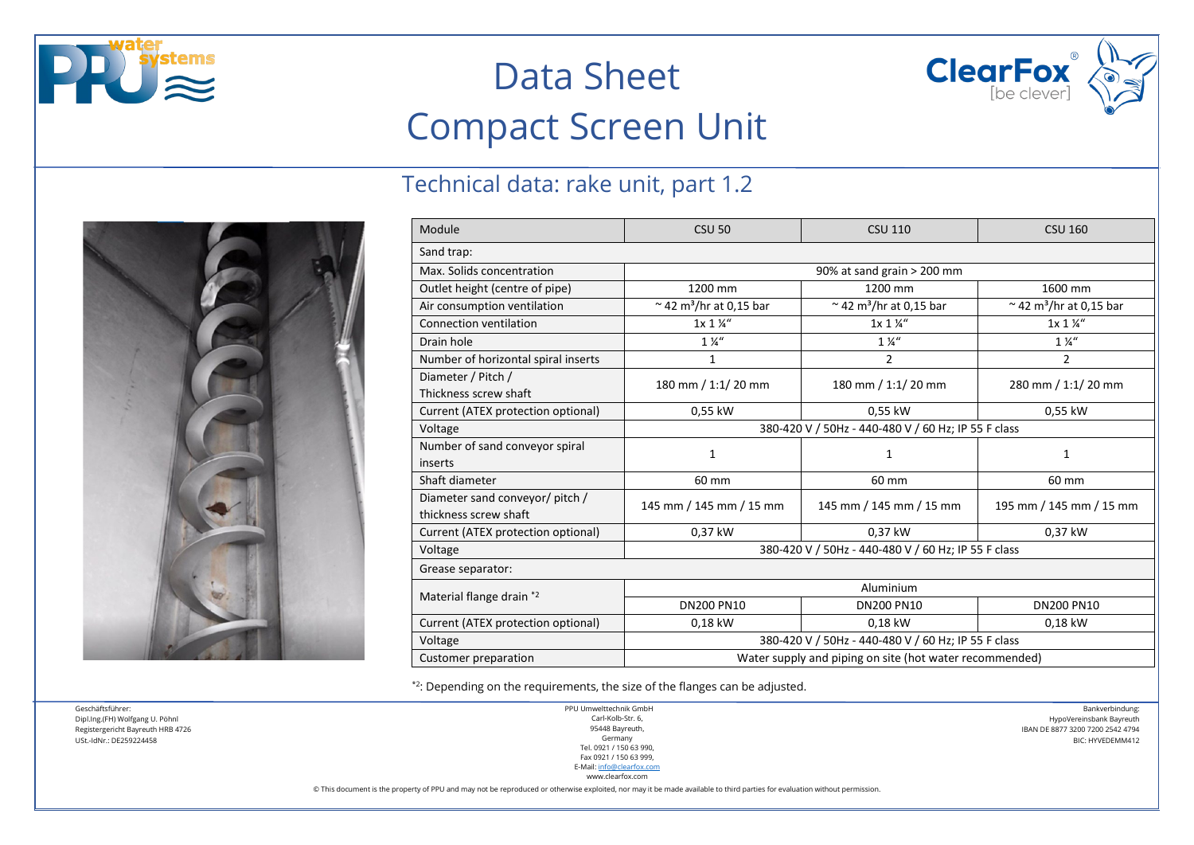# Data Sheet
# Compact Screen Unit

## Technical data: rake unit, part 1.2

| Module | CSU 50 | CSU 110 | CSU 160 |
|---|---|---|---|
| Sand trap: | | | |
| Max. Solids concentration | 90% at sand grain > 200 mm | | |
| Outlet height (centre of pipe) | 1200 mm | 1200 mm | 1600 mm |
| Air consumption ventilation | ~ 42 $m^3$/hr at 0,15 bar | ~ 42 $m^3$/hr at 0,15 bar | ~ 42 $m^3$/hr at 0,15 bar |
| Connection ventilation | 1x 1 ¼" | 1x 1 ¼" | 1x 1 ¼" |
| Drain hole | 1 ¼" | 1 ¼" | 1 ¼" |
| Number of horizontal spiral inserts | 1 | 2 | 2 |
| Diameter / Pitch / Thickness screw shaft | 180 mm / 1:1/ 20 mm | 180 mm / 1:1/ 20 mm | 280 mm / 1:1/ 20 mm |
| Current (ATEX protection optional) | 0,55 kW | 0,55 kW | 0,55 kW |
| Voltage | 380-420 V / 50Hz - 440-480 V / 60 Hz; IP 55 F class | | |
| Number of sand conveyor spiral inserts | 1 | 1 | 1 |
| Shaft diameter | 60 mm | 60 mm | 60 mm |
| Diameter sand conveyor/ pitch / thickness screw shaft | 145 mm / 145 mm / 15 mm | 145 mm / 145 mm / 15 mm | 195 mm / 145 mm / 15 mm |
| Current (ATEX protection optional) | 0,37 kW | 0,37 kW | 0,37 kW |
| Voltage | 380-420 V / 50Hz - 440-480 V / 60 Hz; IP 55 F class | | |
| Grease separator: | | | |
| Material flange drain [*2] | Aluminium | | |
| | DN200 PN10 | DN200 PN10 | DN200 PN10 |
| Current (ATEX protection optional) | 0,18 kW | 0,18 kW | 0,18 kW |
| Voltage | 380-420 V / 50Hz - 440-480 V / 60 Hz; IP 55 F class | | |
| Customer preparation | Water supply and piping on site (hot water recommended) | | |

[*2]: Depending on the requirements, the size of the flanges can be adjusted.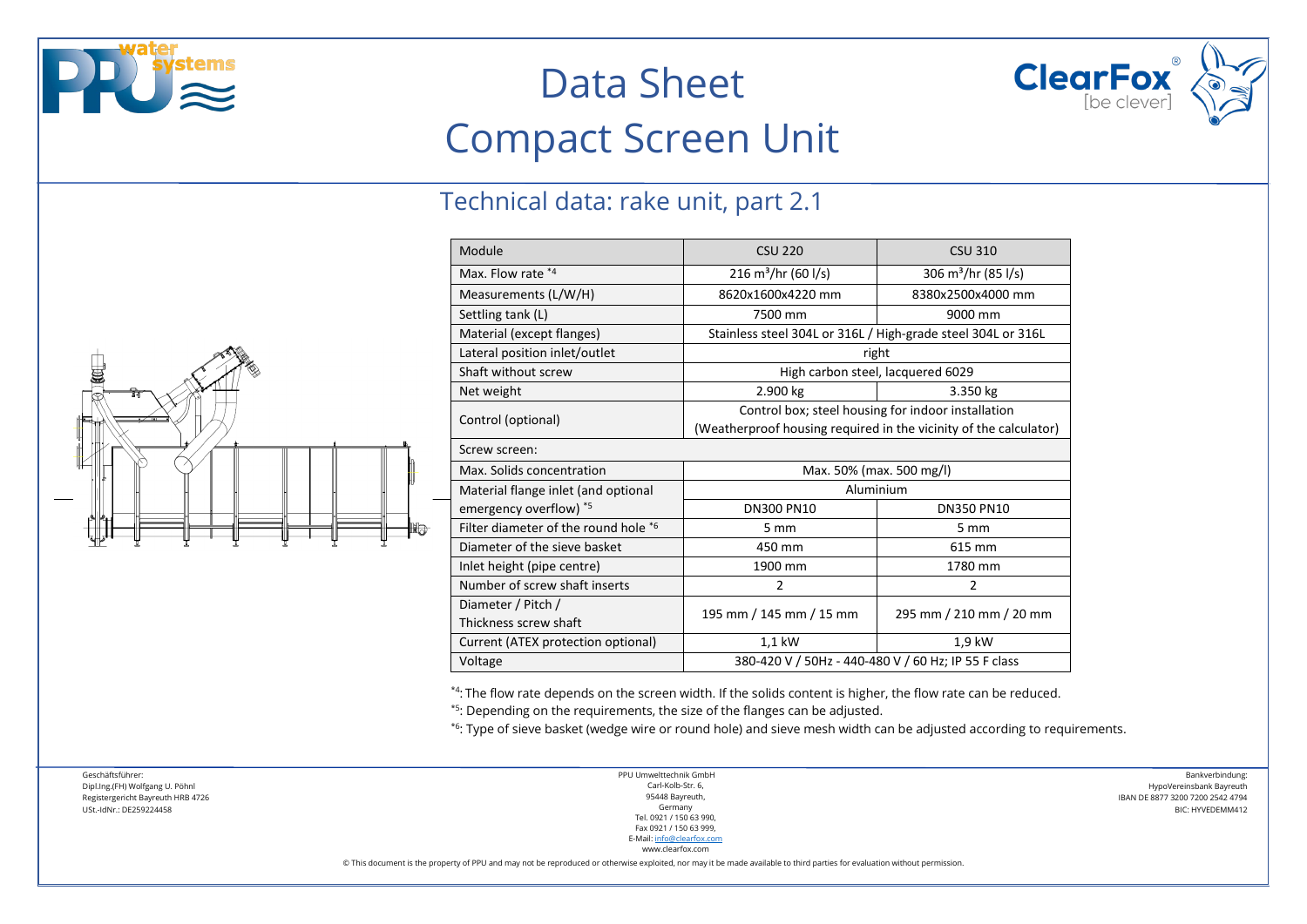# Data Sheet
# Compact Screen Unit

## Technical data: rake unit, part 2.1

| Module | CSU 220 | CSU 310 |
|---|---|---|
| Max. Flow rate *4 | 216 m³/hr (60 l/s) | 306 m³/hr (85 l/s) |
| Measurements (L/W/H) | 8620x1600x4220 mm | 8380x2500x4000 mm |
| Settling tank (L) | 7500 mm | 9000 mm |
| Material (except flanges) | Stainless steel 304L or 316L / High-grade steel 304L or 316L | |
| Lateral position inlet/outlet | right | |
| Shaft without screw | High carbon steel, lacquered 6029 | |
| Net weight | 2.900 kg | 3.350 kg |
| Control (optional) | Control box; steel housing for indoor installation (Weatherproof housing required in the vicinity of the calculator) | |
| Screw screen: | | |
| Max. Solids concentration | Max. 50% (max. 500 mg/l) | |
| Material flange inlet (and optional emergency overflow) *5 | Aluminium | |
| | DN300 PN10 | DN350 PN10 |
| Filter diameter of the round hole *6 | 5 mm | 5 mm |
| Diameter of the sieve basket | 450 mm | 615 mm |
| Inlet height (pipe centre) | 1900 mm | 1780 mm |
| Number of screw shaft inserts | 2 | 2 |
| Diameter / Pitch / Thickness screw shaft | 195 mm / 145 mm / 15 mm | 295 mm / 210 mm / 20 mm |
| Current (ATEX protection optional) | 1,1 kW | 1,9 kW |
| Voltage | 380-420 V / 50Hz - 440-480 V / 60 Hz; IP 55 F class | |

*4: The flow rate depends on the screen width. If the solids content is higher, the flow rate can be reduced.

*5: Depending on the requirements, the size of the flanges can be adjusted.

*6: Type of sieve basket (wedge wire or round hole) and sieve mesh width can be adjusted according to requirements.

Geschäftsführer:
Dipl.Ing.(FH) Wolfgang U. Pöhnl
Registergericht Bayreuth HRB 4726
USt.-IdNr.: DE259224458

PPU Umwelttechnik GmbH
Carl-Kolb-Str. 6,
95448 Bayreuth,
Germany
Tel. 0921 / 150 63 990,
Fax 0921 / 150 63 999,
E-Mail: info@clearfox.com
www.clearfox.com

Bankverbindung:
HypoVereinsbank Bayreuth
IBAN DE 8877 3200 7200 2542 4794
BIC: HYVEDEMM412

© This document is the property of PPU and may not be reproduced or otherwise exploited, nor may it be made available to third parties for evaluation without permission.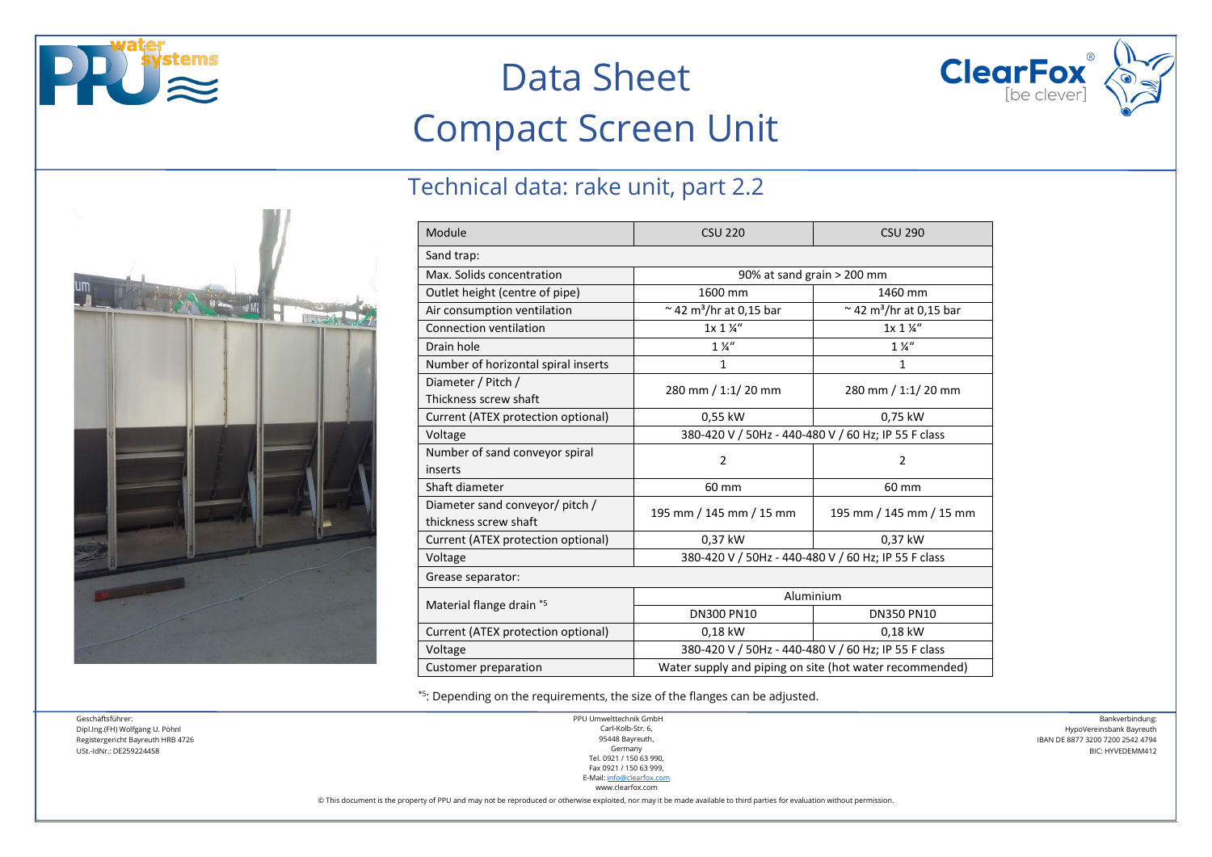# Data Sheet
# Compact Screen Unit

## Technical data: rake unit, part 2.2

| Module | CSU 220 | CSU 290 |
|---|---|---|
| Sand trap: | | |
| Max. Solids concentration | 90% at sand grain > 200 mm | |
| Outlet height (centre of pipe) | 1600 mm | 1460 mm |
| Air consumption ventilation | ~ 42 $m^3$/hr at 0,15 bar | ~ 42 $m^3$/hr at 0,15 bar |
| Connection ventilation | 1x 1 ¼" | 1x 1 ¼" |
| Drain hole | 1 ¼" | 1 ¼" |
| Number of horizontal spiral inserts | 1 | 1 |
| Diameter / Pitch / Thickness screw shaft | 280 mm / 1:1/ 20 mm | 280 mm / 1:1/ 20 mm |
| Current (ATEX protection optional) | 0,55 kW | 0,75 kW |
| Voltage | 380-420 V / 50Hz - 440-480 V / 60 Hz; IP 55 F class | |
| Number of sand conveyor spiral inserts | 2 | 2 |
| Shaft diameter | 60 mm | 60 mm |
| Diameter sand conveyor/ pitch / thickness screw shaft | 195 mm / 145 mm / 15 mm | 195 mm / 145 mm / 15 mm |
| Current (ATEX protection optional) | 0,37 kW | 0,37 kW |
| Voltage | 380-420 V / 50Hz - 440-480 V / 60 Hz; IP 55 F class | |
| Grease separator: | | |
| Material flange drain *5 | Aluminium | |
| | DN300 PN10 | DN350 PN10 |
| Current (ATEX protection optional) | 0,18 kW | 0,18 kW |
| Voltage | 380-420 V / 50Hz - 440-480 V / 60 Hz; IP 55 F class | |
| Customer preparation | Water supply and piping on site (hot water recommended) | |

*5: Depending on the requirements, the size of the flanges can be adjusted.

Geschäftsführer:
Dipl.Ing.(FH) Wolfgang U. Pöhnl
Registergericht Bayreuth HRB 4726
USt.-IdNr.: DE259224458

PPU Umwelttechnik GmbH
Carl-Kolb-Str. 6,
95448 Bayreuth,
Germany
Tel. 0921 / 150 63 990,
Fax 0921 / 150 63 999,
E-Mail: info@clearfox.com
www.clearfox.com

Bankverbindung:
HypoVereinsbank Bayreuth
IBAN DE 8877 3200 7200 2542 4794
BIC: HYVEDEMM412

© This document is the property of PPU and may not be reproduced or otherwise exploited, nor may it be made available to third parties for evaluation without permission.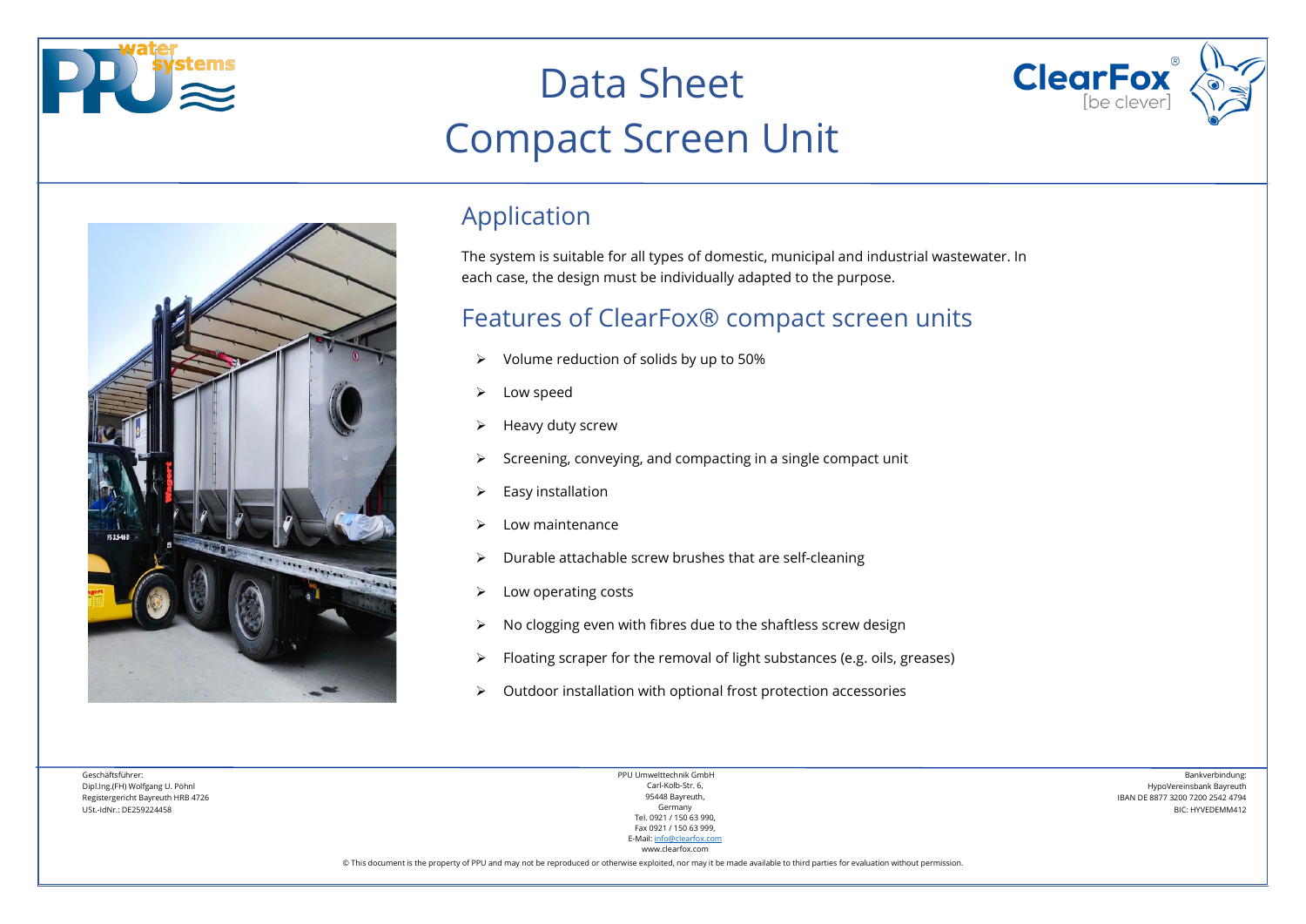# Data Sheet
# Compact Screen Unit

## Application

The system is suitable for all types of domestic, municipal and industrial wastewater. In each case, the design must be individually adapted to the purpose.

## Features of ClearFox® compact screen units

- Volume reduction of solids by up to 50%
- Low speed
- Heavy duty screw
- Screening, conveying, and compacting in a single compact unit
- Easy installation
- Low maintenance
- Durable attachable screw brushes that are self-cleaning
- Low operating costs
- No clogging even with fibres due to the shaftless screw design
- Floating scraper for the removal of light substances (e.g. oils, greases)
- Outdoor installation with optional frost protection accessories

Geschäftsführer:
Dipl.Ing.(FH) Wolfgang U. Pöhnl
Registergericht Bayreuth HRB 4726
USt.-IdNr.: DE259224458

PPU Umwelttechnik GmbH
Carl-Kolb-Str. 6,
95448 Bayreuth,
Germany
Tel. 0921 / 150 63 990,
Fax 0921 / 150 63 999,
E-Mail: info@clearfox.com
www.clearfox.com

Bankverbindung:
HypoVereinsbank Bayreuth
IBAN DE 8877 3200 7200 2542 4794
BIC: HYVEDEMM412

© This document is the property of PPU and may not be reproduced or otherwise exploited, nor may it be made available to third parties for evaluation without permission.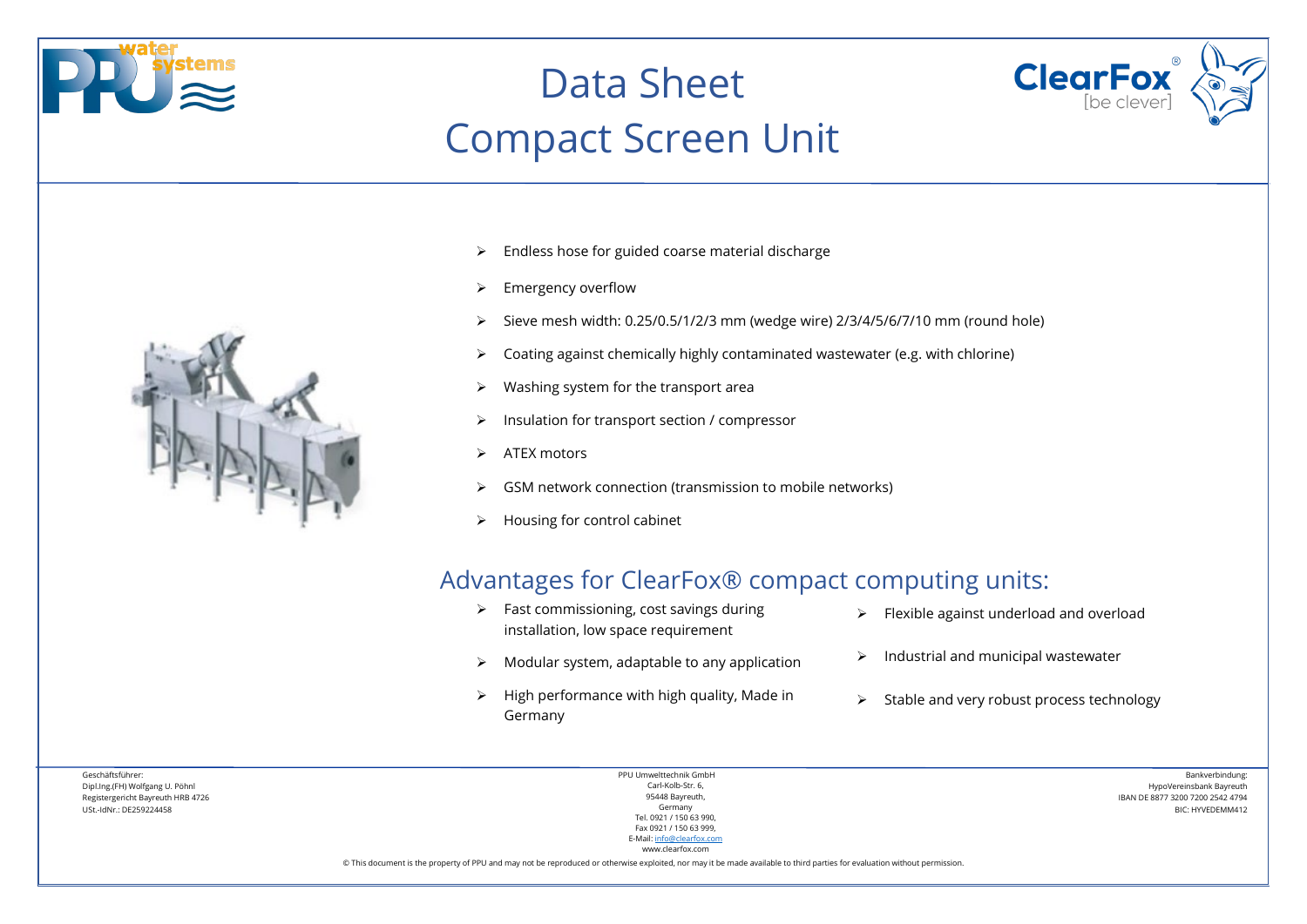# Data Sheet
# Compact Screen Unit

- Endless hose for guided coarse material discharge
- Emergency overflow
- Sieve mesh width: 0.25/0.5/1/2/3 mm (wedge wire) 2/3/4/5/6/7/10 mm (round hole)
- Coating against chemically highly contaminated wastewater (e.g. with chlorine)
- Washing system for the transport area
- Insulation for transport section / compressor
- ATEX motors
- GSM network connection (transmission to mobile networks)
- Housing for control cabinet

## Advantages for ClearFox® compact computing units:

- Fast commissioning, cost savings during installation, low space requirement
- Modular system, adaptable to any application
- High performance with high quality, Made in Germany
- Flexible against underload and overload
- Industrial and municipal wastewater
- Stable and very robust process technology

Geschäftsführer:
Dipl.Ing.(FH) Wolfgang U. Pöhnl
Registergericht Bayreuth HRB 4726
USt.-IdNr.: DE259224458

PPU Umwelttechnik GmbH
Carl-Kolb-Str. 6,
95448 Bayreuth,
Germany
Tel. 0921 / 150 63 990,
Fax 0921 / 150 63 999,
E-Mail: info@clearfox.com
www.clearfox.com

Bankverbindung:
HypoVereinsbank Bayreuth
IBAN DE 8877 3200 7200 2542 4794
BIC: HYVEDEMM412

© This document is the property of PPU and may not be reproduced or otherwise exploited, nor may it be made available to third parties for evaluation without permission.